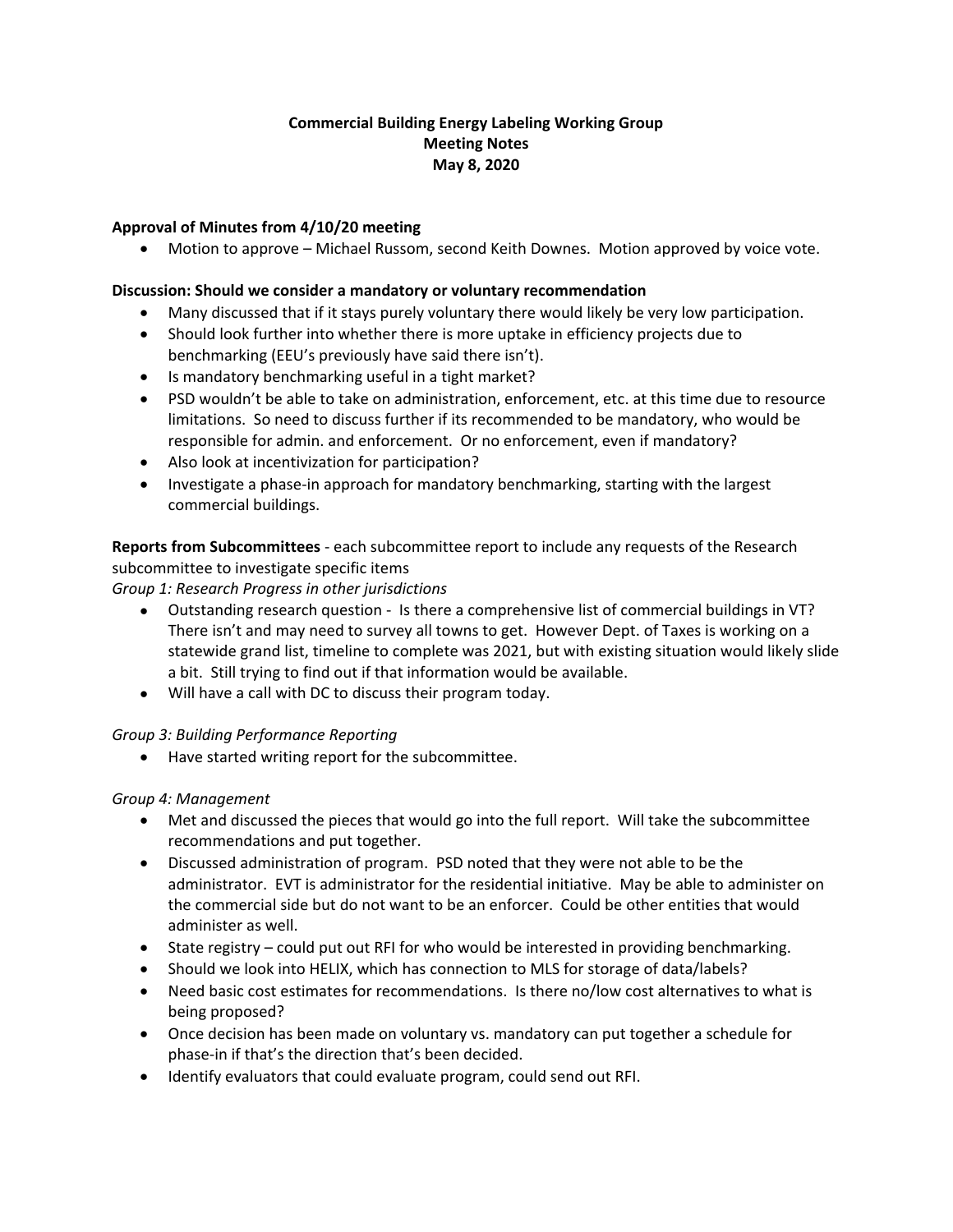**Commercial Building Energy Labeling Working Group**
**Meeting Notes**
**May 8, 2020**

**Approval of Minutes from 4/10/20 meeting**

- Motion to approve – Michael Russom, second Keith Downes. Motion approved by voice vote.

**Discussion: Should we consider a mandatory or voluntary recommendation**

- Many discussed that if it stays purely voluntary there would likely be very low participation.
- Should look further into whether there is more uptake in efficiency projects due to benchmarking (EEU's previously have said there isn't).
- Is mandatory benchmarking useful in a tight market?
- PSD wouldn't be able to take on administration, enforcement, etc. at this time due to resource limitations. So need to discuss further if its recommended to be mandatory, who would be responsible for admin. and enforcement. Or no enforcement, even if mandatory?
- Also look at incentivization for participation?
- Investigate a phase-in approach for mandatory benchmarking, starting with the largest commercial buildings.

**Reports from Subcommittees** - each subcommittee report to include any requests of the Research subcommittee to investigate specific items

*Group 1: Research Progress in other jurisdictions*

- Outstanding research question - Is there a comprehensive list of commercial buildings in VT? There isn't and may need to survey all towns to get. However Dept. of Taxes is working on a statewide grand list, timeline to complete was 2021, but with existing situation would likely slide a bit. Still trying to find out if that information would be available.
- Will have a call with DC to discuss their program today.

*Group 3: Building Performance Reporting*

- Have started writing report for the subcommittee.

*Group 4: Management*

- Met and discussed the pieces that would go into the full report. Will take the subcommittee recommendations and put together.
- Discussed administration of program. PSD noted that they were not able to be the administrator. EVT is administrator for the residential initiative. May be able to administer on the commercial side but do not want to be an enforcer. Could be other entities that would administer as well.
- State registry – could put out RFI for who would be interested in providing benchmarking.
- Should we look into HELIX, which has connection to MLS for storage of data/labels?
- Need basic cost estimates for recommendations. Is there no/low cost alternatives to what is being proposed?
- Once decision has been made on voluntary vs. mandatory can put together a schedule for phase-in if that's the direction that's been decided.
- Identify evaluators that could evaluate program, could send out RFI.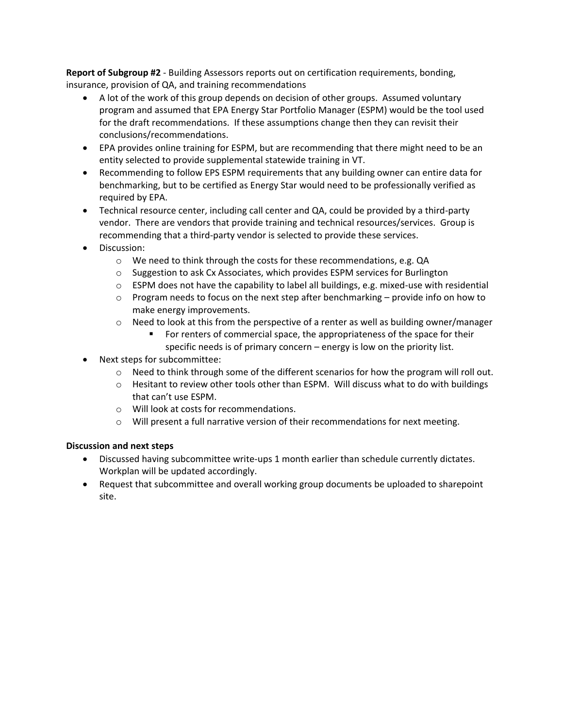**Report of Subgroup #2** - Building Assessors reports out on certification requirements, bonding, insurance, provision of QA, and training recommendations

- A lot of the work of this group depends on decision of other groups. Assumed voluntary program and assumed that EPA Energy Star Portfolio Manager (ESPM) would be the tool used for the draft recommendations. If these assumptions change then they can revisit their conclusions/recommendations.
- EPA provides online training for ESPM, but are recommending that there might need to be an entity selected to provide supplemental statewide training in VT.
- Recommending to follow EPS ESPM requirements that any building owner can entire data for benchmarking, but to be certified as Energy Star would need to be professionally verified as required by EPA.
- Technical resource center, including call center and QA, could be provided by a third-party vendor. There are vendors that provide training and technical resources/services. Group is recommending that a third-party vendor is selected to provide these services.
- Discussion:
    - We need to think through the costs for these recommendations, e.g. QA
    - Suggestion to ask Cx Associates, which provides ESPM services for Burlington
    - ESPM does not have the capability to label all buildings, e.g. mixed-use with residential
    - Program needs to focus on the next step after benchmarking – provide info on how to make energy improvements.
    - Need to look at this from the perspective of a renter as well as building owner/manager
        - For renters of commercial space, the appropriateness of the space for their specific needs is of primary concern – energy is low on the priority list.
- Next steps for subcommittee:
    - Need to think through some of the different scenarios for how the program will roll out.
    - Hesitant to review other tools other than ESPM. Will discuss what to do with buildings that can't use ESPM.
    - Will look at costs for recommendations.
    - Will present a full narrative version of their recommendations for next meeting.

**Discussion and next steps**

- Discussed having subcommittee write-ups 1 month earlier than schedule currently dictates. Workplan will be updated accordingly.
- Request that subcommittee and overall working group documents be uploaded to sharepoint site.